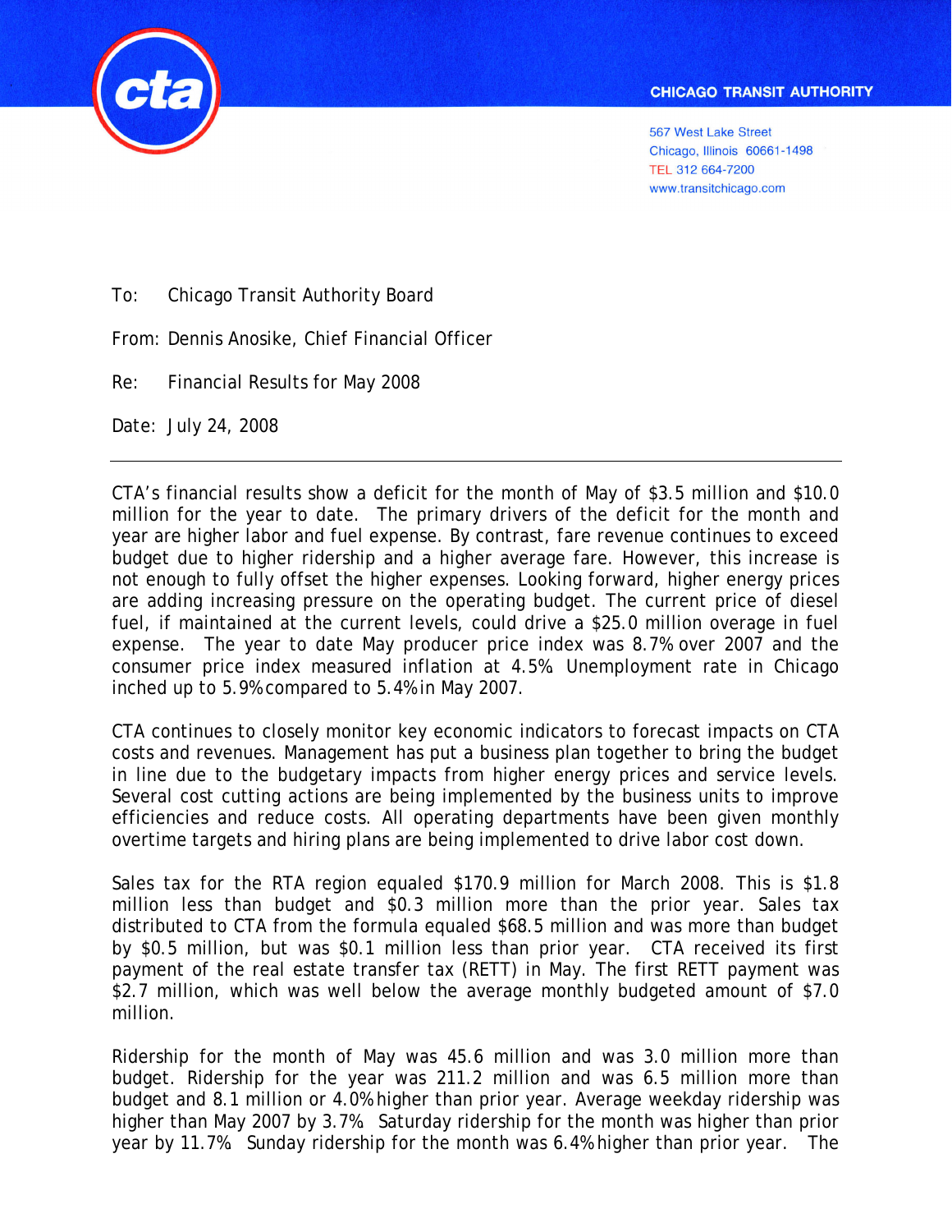CHICAGO TRANSIT AUTHORITY

567 West Lake Street
Chicago, Illinois 60661-1498
TEL 312 664-7200
www.transitchicago.com

To: Chicago Transit Authority Board

From: Dennis Anosike, Chief Financial Officer

Re: Financial Results for May 2008

Date: July 24, 2008

---

CTA's financial results show a deficit for the month of May of $3.5 million and $10.0 million for the year to date. The primary drivers of the deficit for the month and year are higher labor and fuel expense. By contrast, fare revenue continues to exceed budget due to higher ridership and a higher average fare. However, this increase is not enough to fully offset the higher expenses. Looking forward, higher energy prices are adding increasing pressure on the operating budget. The current price of diesel fuel, if maintained at the current levels, could drive a $25.0 million overage in fuel expense. The year to date May producer price index was 8.7% over 2007 and the consumer price index measured inflation at 4.5%. Unemployment rate in Chicago inched up to 5.9% compared to 5.4% in May 2007.

CTA continues to closely monitor key economic indicators to forecast impacts on CTA costs and revenues. Management has put a business plan together to bring the budget in line due to the budgetary impacts from higher energy prices and service levels. Several cost cutting actions are being implemented by the business units to improve efficiencies and reduce costs. All operating departments have been given monthly overtime targets and hiring plans are being implemented to drive labor cost down.

Sales tax for the RTA region equaled $170.9 million for March 2008. This is $1.8 million less than budget and $0.3 million more than the prior year. Sales tax distributed to CTA from the formula equaled $68.5 million and was more than budget by $0.5 million, but was $0.1 million less than prior year. CTA received its first payment of the real estate transfer tax (RETT) in May. The first RETT payment was $2.7 million, which was well below the average monthly budgeted amount of $7.0 million.

Ridership for the month of May was 45.6 million and was 3.0 million more than budget. Ridership for the year was 211.2 million and was 6.5 million more than budget and 8.1 million or 4.0% higher than prior year. Average weekday ridership was higher than May 2007 by 3.7%. Saturday ridership for the month was higher than prior year by 11.7%. Sunday ridership for the month was 6.4% higher than prior year. The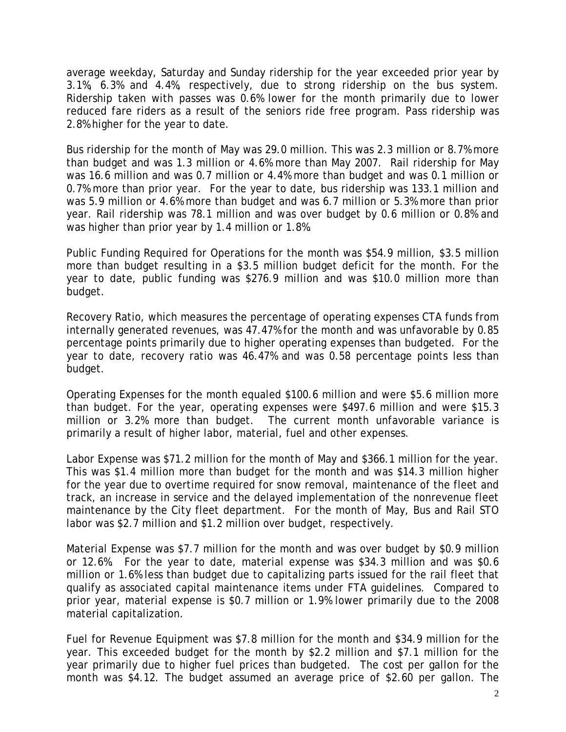average weekday, Saturday and Sunday ridership for the year exceeded prior year by 3.1%, 6.3% and 4.4%, respectively, due to strong ridership on the bus system. Ridership taken with passes was 0.6% lower for the month primarily due to lower reduced fare riders as a result of the seniors ride free program. Pass ridership was 2.8% higher for the year to date.

Bus ridership for the month of May was 29.0 million. This was 2.3 million or 8.7% more than budget and was 1.3 million or 4.6% more than May 2007. Rail ridership for May was 16.6 million and was 0.7 million or 4.4% more than budget and was 0.1 million or 0.7% more than prior year. For the year to date, bus ridership was 133.1 million and was 5.9 million or 4.6% more than budget and was 6.7 million or 5.3% more than prior year. Rail ridership was 78.1 million and was over budget by 0.6 million or 0.8% and was higher than prior year by 1.4 million or 1.8%.

Public Funding Required for Operations for the month was $54.9 million, $3.5 million more than budget resulting in a $3.5 million budget deficit for the month. For the year to date, public funding was $276.9 million and was $10.0 million more than budget.

Recovery Ratio, which measures the percentage of operating expenses CTA funds from internally generated revenues, was 47.47% for the month and was unfavorable by 0.85 percentage points primarily due to higher operating expenses than budgeted. For the year to date, recovery ratio was 46.47% and was 0.58 percentage points less than budget.

Operating Expenses for the month equaled $100.6 million and were $5.6 million more than budget. For the year, operating expenses were $497.6 million and were $15.3 million or 3.2% more than budget. The current month unfavorable variance is primarily a result of higher labor, material, fuel and other expenses.

Labor Expense was $71.2 million for the month of May and $366.1 million for the year. This was $1.4 million more than budget for the month and was $14.3 million higher for the year due to overtime required for snow removal, maintenance of the fleet and track, an increase in service and the delayed implementation of the nonrevenue fleet maintenance by the City fleet department. For the month of May, Bus and Rail STO labor was $2.7 million and $1.2 million over budget, respectively.

Material Expense was $7.7 million for the month and was over budget by $0.9 million or 12.6%. For the year to date, material expense was $34.3 million and was $0.6 million or 1.6% less than budget due to capitalizing parts issued for the rail fleet that qualify as associated capital maintenance items under FTA guidelines. Compared to prior year, material expense is $0.7 million or 1.9% lower primarily due to the 2008 material capitalization.

Fuel for Revenue Equipment was $7.8 million for the month and $34.9 million for the year. This exceeded budget for the month by $2.2 million and $7.1 million for the year primarily due to higher fuel prices than budgeted. The cost per gallon for the month was $4.12. The budget assumed an average price of $2.60 per gallon. The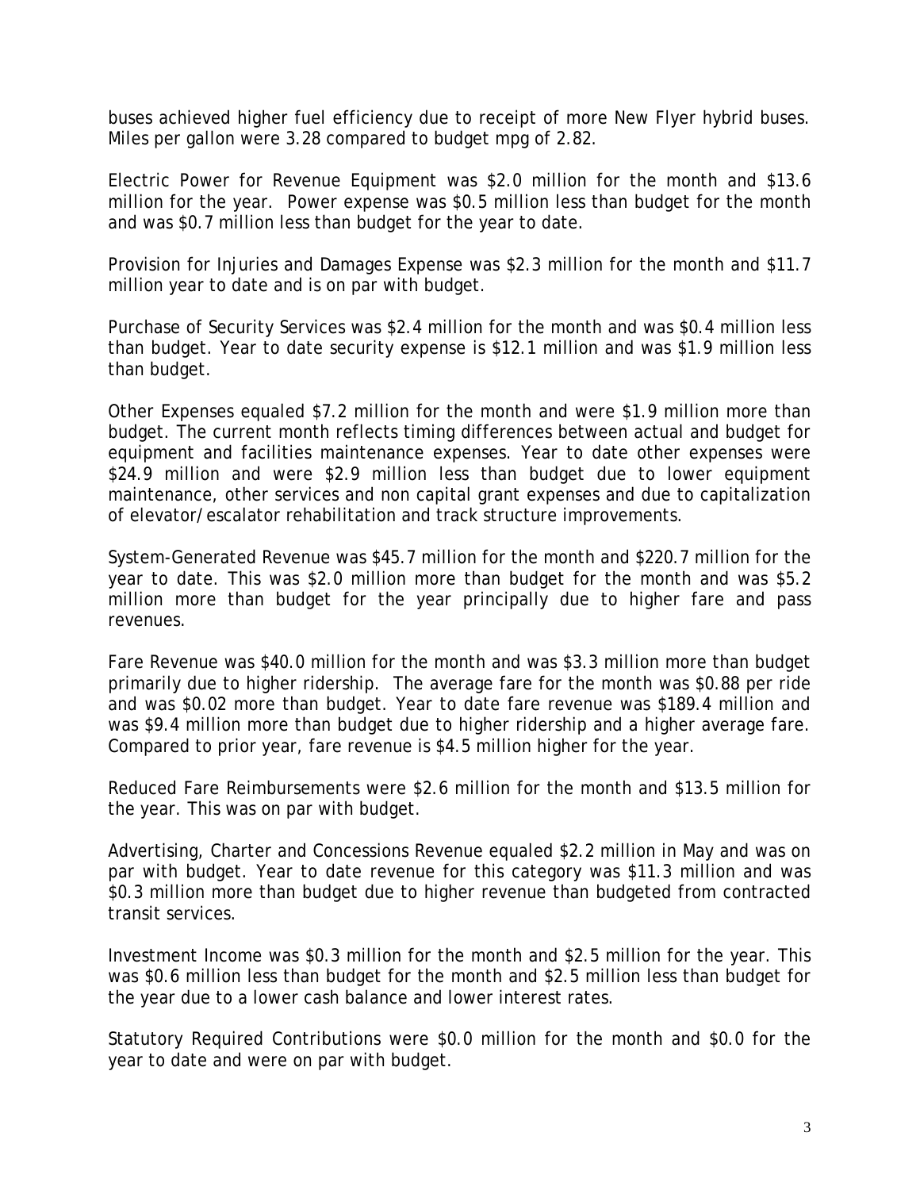buses achieved higher fuel efficiency due to receipt of more New Flyer hybrid buses. Miles per gallon were 3.28 compared to budget mpg of 2.82.

Electric Power for Revenue Equipment was $2.0 million for the month and $13.6 million for the year. Power expense was $0.5 million less than budget for the month and was $0.7 million less than budget for the year to date.

Provision for Injuries and Damages Expense was $2.3 million for the month and $11.7 million year to date and is on par with budget.

Purchase of Security Services was $2.4 million for the month and was $0.4 million less than budget. Year to date security expense is $12.1 million and was $1.9 million less than budget.

Other Expenses equaled $7.2 million for the month and were $1.9 million more than budget. The current month reflects timing differences between actual and budget for equipment and facilities maintenance expenses. Year to date other expenses were $24.9 million and were $2.9 million less than budget due to lower equipment maintenance, other services and non capital grant expenses and due to capitalization of elevator/escalator rehabilitation and track structure improvements.

System-Generated Revenue was $45.7 million for the month and $220.7 million for the year to date. This was $2.0 million more than budget for the month and was $5.2 million more than budget for the year principally due to higher fare and pass revenues.

Fare Revenue was $40.0 million for the month and was $3.3 million more than budget primarily due to higher ridership. The average fare for the month was $0.88 per ride and was $0.02 more than budget. Year to date fare revenue was $189.4 million and was $9.4 million more than budget due to higher ridership and a higher average fare. Compared to prior year, fare revenue is $4.5 million higher for the year.

Reduced Fare Reimbursements were $2.6 million for the month and $13.5 million for the year. This was on par with budget.

Advertising, Charter and Concessions Revenue equaled $2.2 million in May and was on par with budget. Year to date revenue for this category was $11.3 million and was $0.3 million more than budget due to higher revenue than budgeted from contracted transit services.

Investment Income was $0.3 million for the month and $2.5 million for the year. This was $0.6 million less than budget for the month and $2.5 million less than budget for the year due to a lower cash balance and lower interest rates.

Statutory Required Contributions were $0.0 million for the month and $0.0 for the year to date and were on par with budget.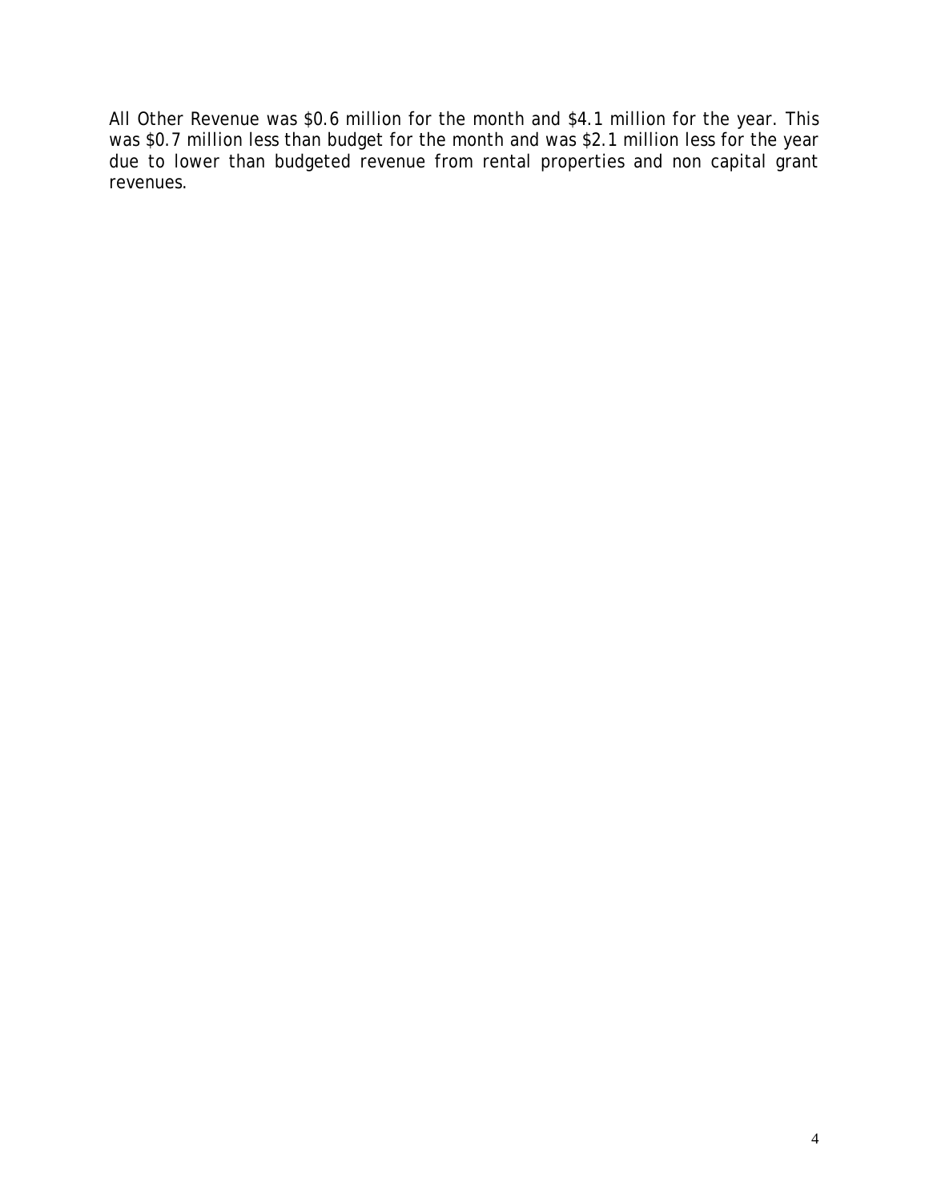All Other Revenue was $0.6 million for the month and $4.1 million for the year. This was $0.7 million less than budget for the month and was $2.1 million less for the year due to lower than budgeted revenue from rental properties and non capital grant revenues.